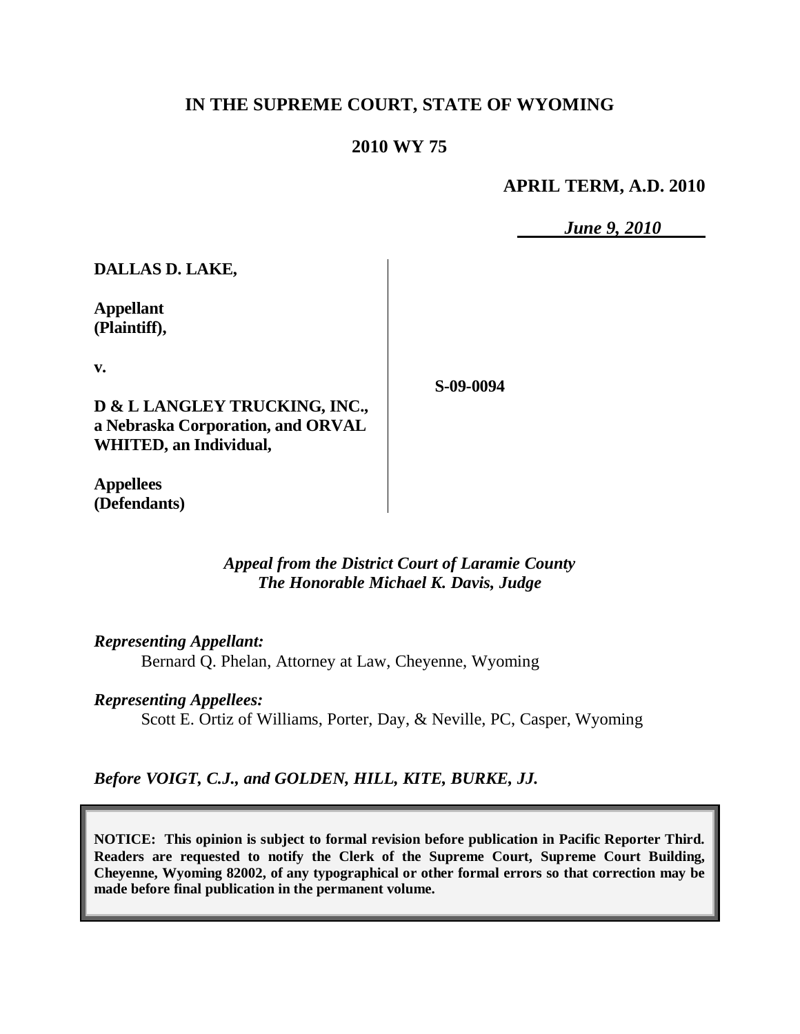# IN THE SUPREME COURT, STATE OF WYOMING

## 2010 WY 75

**APRIL TERM, A.D. 2010**

*June 9, 2010*

| | |
|---|---|
| **DALLAS D. LAKE,**<br><br>**Appellant (Plaintiff),**<br><br>**v.**<br><br>**D & L LANGLEY TRUCKING, INC., a Nebraska Corporation, and ORVAL WHITED, an Individual,**<br><br>**Appellees (Defendants)** | **S-09-0094** |

*Appeal from the District Court of Laramie County*
*The Honorable Michael K. Davis, Judge*

*Representing Appellant:*
Bernard Q. Phelan, Attorney at Law, Cheyenne, Wyoming

*Representing Appellees:*
Scott E. Ortiz of Williams, Porter, Day, & Neville, PC, Casper, Wyoming

*Before VOIGT, C.J., and GOLDEN, HILL, KITE, BURKE, JJ.*

**NOTICE: This opinion is subject to formal revision before publication in Pacific Reporter Third. Readers are requested to notify the Clerk of the Supreme Court, Supreme Court Building, Cheyenne, Wyoming 82002, of any typographical or other formal errors so that correction may be made before final publication in the permanent volume.**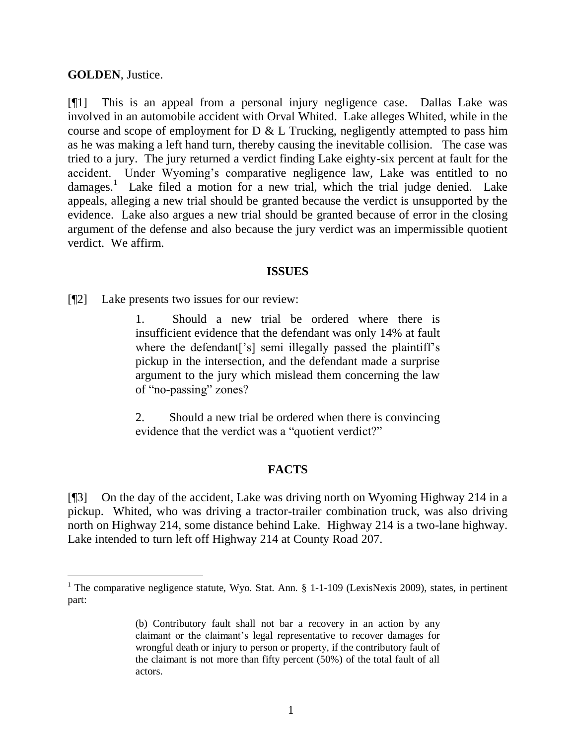**GOLDEN**, Justice.

[¶1] This is an appeal from a personal injury negligence case. Dallas Lake was involved in an automobile accident with Orval Whited. Lake alleges Whited, while in the course and scope of employment for D & L Trucking, negligently attempted to pass him as he was making a left hand turn, thereby causing the inevitable collision. The case was tried to a jury. The jury returned a verdict finding Lake eighty-six percent at fault for the accident. Under Wyoming's comparative negligence law, Lake was entitled to no damages.[1] Lake filed a motion for a new trial, which the trial judge denied. Lake appeals, alleging a new trial should be granted because the verdict is unsupported by the evidence. Lake also argues a new trial should be granted because of error in the closing argument of the defense and also because the jury verdict was an impermissible quotient verdict. We affirm.

## ISSUES

[¶2] Lake presents two issues for our review:

> 1. Should a new trial be ordered where there is insufficient evidence that the defendant was only 14% at fault where the defendant['s] semi illegally passed the plaintiff's pickup in the intersection, and the defendant made a surprise argument to the jury which mislead them concerning the law of "no-passing" zones?
>
> 2. Should a new trial be ordered when there is convincing evidence that the verdict was a "quotient verdict?"

## FACTS

[¶3] On the day of the accident, Lake was driving north on Wyoming Highway 214 in a pickup. Whited, who was driving a tractor-trailer combination truck, was also driving north on Highway 214, some distance behind Lake. Highway 214 is a two-lane highway. Lake intended to turn left off Highway 214 at County Road 207.

---

[1] The comparative negligence statute, Wyo. Stat. Ann. § 1-1-109 (LexisNexis 2009), states, in pertinent part:

> (b) Contributory fault shall not bar a recovery in an action by any claimant or the claimant's legal representative to recover damages for wrongful death or injury to person or property, if the contributory fault of the claimant is not more than fifty percent (50%) of the total fault of all actors.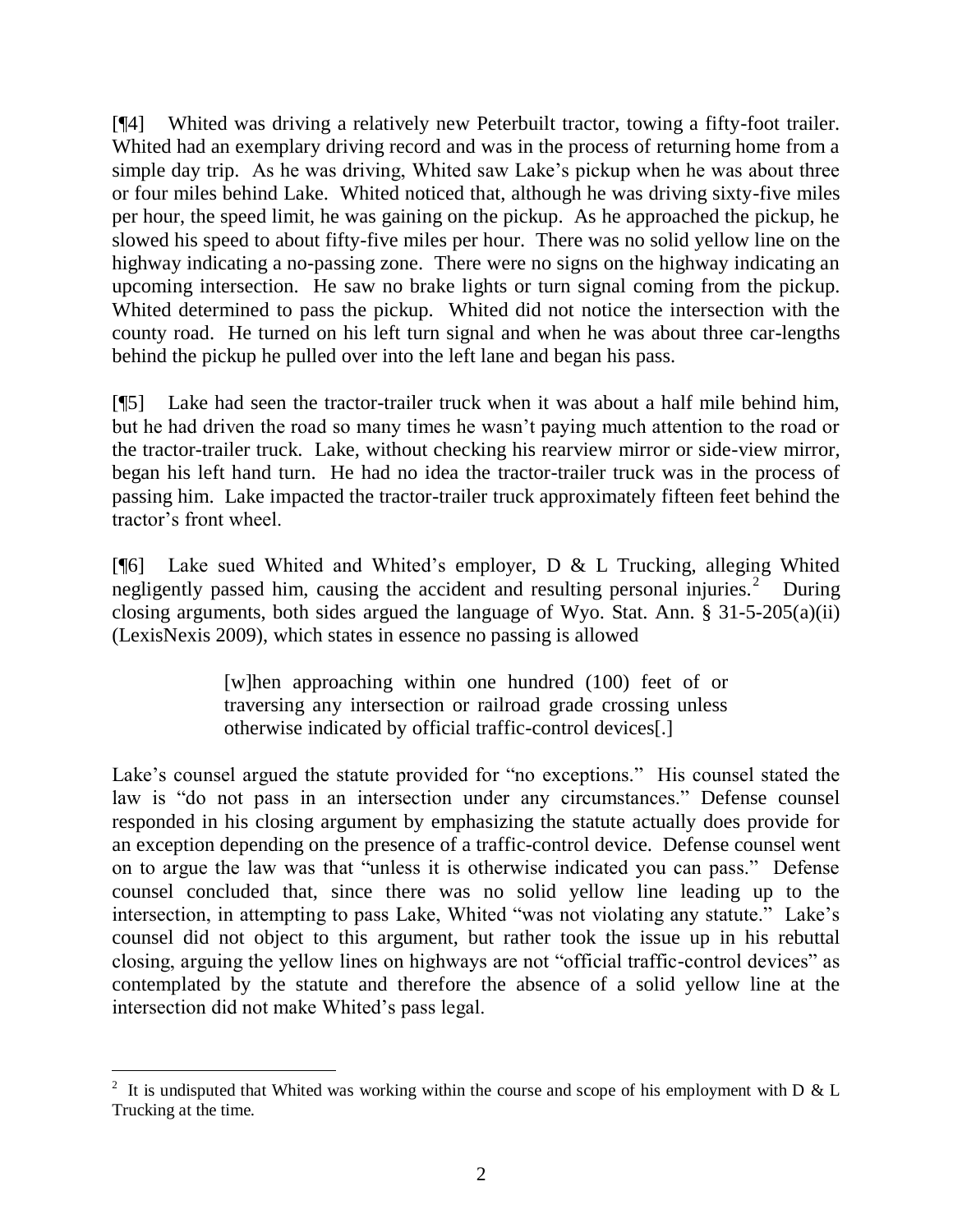[¶4] Whited was driving a relatively new Peterbuilt tractor, towing a fifty-foot trailer. Whited had an exemplary driving record and was in the process of returning home from a simple day trip. As he was driving, Whited saw Lake's pickup when he was about three or four miles behind Lake. Whited noticed that, although he was driving sixty-five miles per hour, the speed limit, he was gaining on the pickup. As he approached the pickup, he slowed his speed to about fifty-five miles per hour. There was no solid yellow line on the highway indicating a no-passing zone. There were no signs on the highway indicating an upcoming intersection. He saw no brake lights or turn signal coming from the pickup. Whited determined to pass the pickup. Whited did not notice the intersection with the county road. He turned on his left turn signal and when he was about three car-lengths behind the pickup he pulled over into the left lane and began his pass.

[¶5] Lake had seen the tractor-trailer truck when it was about a half mile behind him, but he had driven the road so many times he wasn't paying much attention to the road or the tractor-trailer truck. Lake, without checking his rearview mirror or side-view mirror, began his left hand turn. He had no idea the tractor-trailer truck was in the process of passing him. Lake impacted the tractor-trailer truck approximately fifteen feet behind the tractor's front wheel.

[¶6] Lake sued Whited and Whited's employer, D & L Trucking, alleging Whited negligently passed him, causing the accident and resulting personal injuries.[2] During closing arguments, both sides argued the language of Wyo. Stat. Ann. § 31-5-205(a)(ii) (LexisNexis 2009), which states in essence no passing is allowed

> [w]hen approaching within one hundred (100) feet of or traversing any intersection or railroad grade crossing unless otherwise indicated by official traffic-control devices[.]

Lake's counsel argued the statute provided for "no exceptions." His counsel stated the law is "do not pass in an intersection under any circumstances." Defense counsel responded in his closing argument by emphasizing the statute actually does provide for an exception depending on the presence of a traffic-control device. Defense counsel went on to argue the law was that "unless it is otherwise indicated you can pass." Defense counsel concluded that, since there was no solid yellow line leading up to the intersection, in attempting to pass Lake, Whited "was not violating any statute." Lake's counsel did not object to this argument, but rather took the issue up in his rebuttal closing, arguing the yellow lines on highways are not "official traffic-control devices" as contemplated by the statute and therefore the absence of a solid yellow line at the intersection did not make Whited's pass legal.

---

[2] It is undisputed that Whited was working within the course and scope of his employment with D & L Trucking at the time.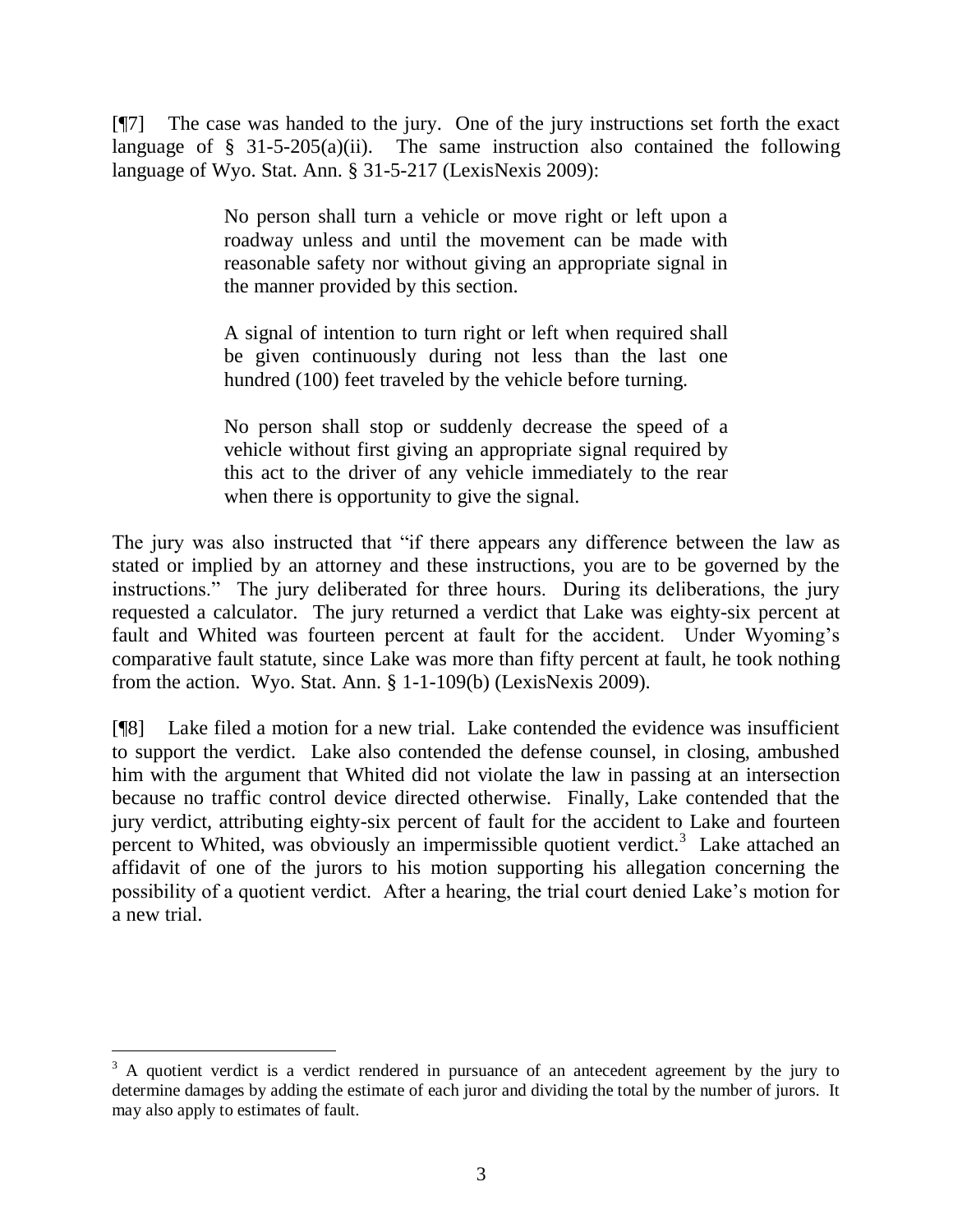[¶7] The case was handed to the jury. One of the jury instructions set forth the exact language of § 31-5-205(a)(ii). The same instruction also contained the following language of Wyo. Stat. Ann. § 31-5-217 (LexisNexis 2009):

> No person shall turn a vehicle or move right or left upon a roadway unless and until the movement can be made with reasonable safety nor without giving an appropriate signal in the manner provided by this section.
>
> A signal of intention to turn right or left when required shall be given continuously during not less than the last one hundred (100) feet traveled by the vehicle before turning.
>
> No person shall stop or suddenly decrease the speed of a vehicle without first giving an appropriate signal required by this act to the driver of any vehicle immediately to the rear when there is opportunity to give the signal.

The jury was also instructed that "if there appears any difference between the law as stated or implied by an attorney and these instructions, you are to be governed by the instructions." The jury deliberated for three hours. During its deliberations, the jury requested a calculator. The jury returned a verdict that Lake was eighty-six percent at fault and Whited was fourteen percent at fault for the accident. Under Wyoming's comparative fault statute, since Lake was more than fifty percent at fault, he took nothing from the action. Wyo. Stat. Ann. § 1-1-109(b) (LexisNexis 2009).

[¶8] Lake filed a motion for a new trial. Lake contended the evidence was insufficient to support the verdict. Lake also contended the defense counsel, in closing, ambushed him with the argument that Whited did not violate the law in passing at an intersection because no traffic control device directed otherwise. Finally, Lake contended that the jury verdict, attributing eighty-six percent of fault for the accident to Lake and fourteen percent to Whited, was obviously an impermissible quotient verdict.[3] Lake attached an affidavit of one of the jurors to his motion supporting his allegation concerning the possibility of a quotient verdict. After a hearing, the trial court denied Lake's motion for a new trial.

---

[3] A quotient verdict is a verdict rendered in pursuance of an antecedent agreement by the jury to determine damages by adding the estimate of each juror and dividing the total by the number of jurors. It may also apply to estimates of fault.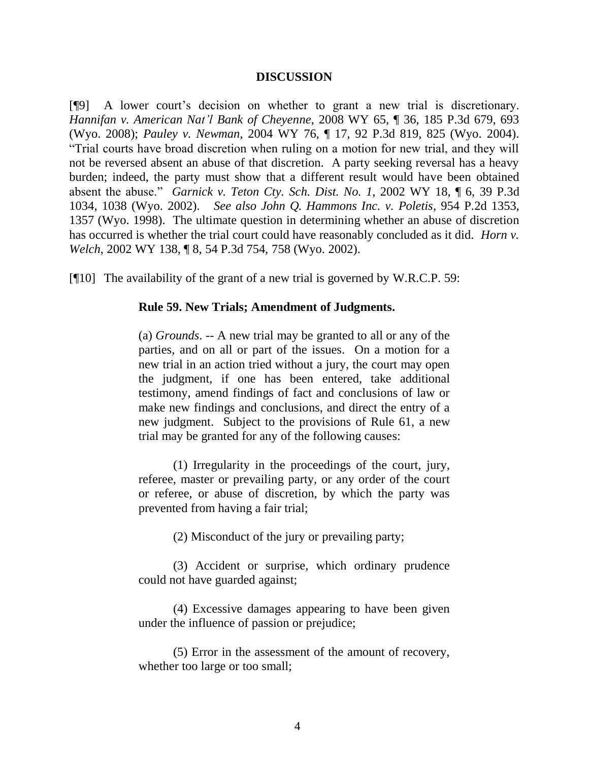## DISCUSSION

[¶9] A lower court's decision on whether to grant a new trial is discretionary. *Hannifan v. American Nat'l Bank of Cheyenne*, 2008 WY 65, ¶ 36, 185 P.3d 679, 693 (Wyo. 2008); *Pauley v. Newman*, 2004 WY 76, ¶ 17, 92 P.3d 819, 825 (Wyo. 2004). "Trial courts have broad discretion when ruling on a motion for new trial, and they will not be reversed absent an abuse of that discretion. A party seeking reversal has a heavy burden; indeed, the party must show that a different result would have been obtained absent the abuse." *Garnick v. Teton Cty. Sch. Dist. No. 1*, 2002 WY 18, ¶ 6, 39 P.3d 1034, 1038 (Wyo. 2002). *See also John Q. Hammons Inc. v. Poletis*, 954 P.2d 1353, 1357 (Wyo. 1998). The ultimate question in determining whether an abuse of discretion has occurred is whether the trial court could have reasonably concluded as it did. *Horn v. Welch*, 2002 WY 138, ¶ 8, 54 P.3d 754, 758 (Wyo. 2002).

[¶10] The availability of the grant of a new trial is governed by W.R.C.P. 59:

> **Rule 59. New Trials; Amendment of Judgments.**
>
> (a) *Grounds*. -- A new trial may be granted to all or any of the parties, and on all or part of the issues. On a motion for a new trial in an action tried without a jury, the court may open the judgment, if one has been entered, take additional testimony, amend findings of fact and conclusions of law or make new findings and conclusions, and direct the entry of a new judgment. Subject to the provisions of Rule 61, a new trial may be granted for any of the following causes:
>
> (1) Irregularity in the proceedings of the court, jury, referee, master or prevailing party, or any order of the court or referee, or abuse of discretion, by which the party was prevented from having a fair trial;
>
> (2) Misconduct of the jury or prevailing party;
>
> (3) Accident or surprise, which ordinary prudence could not have guarded against;
>
> (4) Excessive damages appearing to have been given under the influence of passion or prejudice;
>
> (5) Error in the assessment of the amount of recovery, whether too large or too small;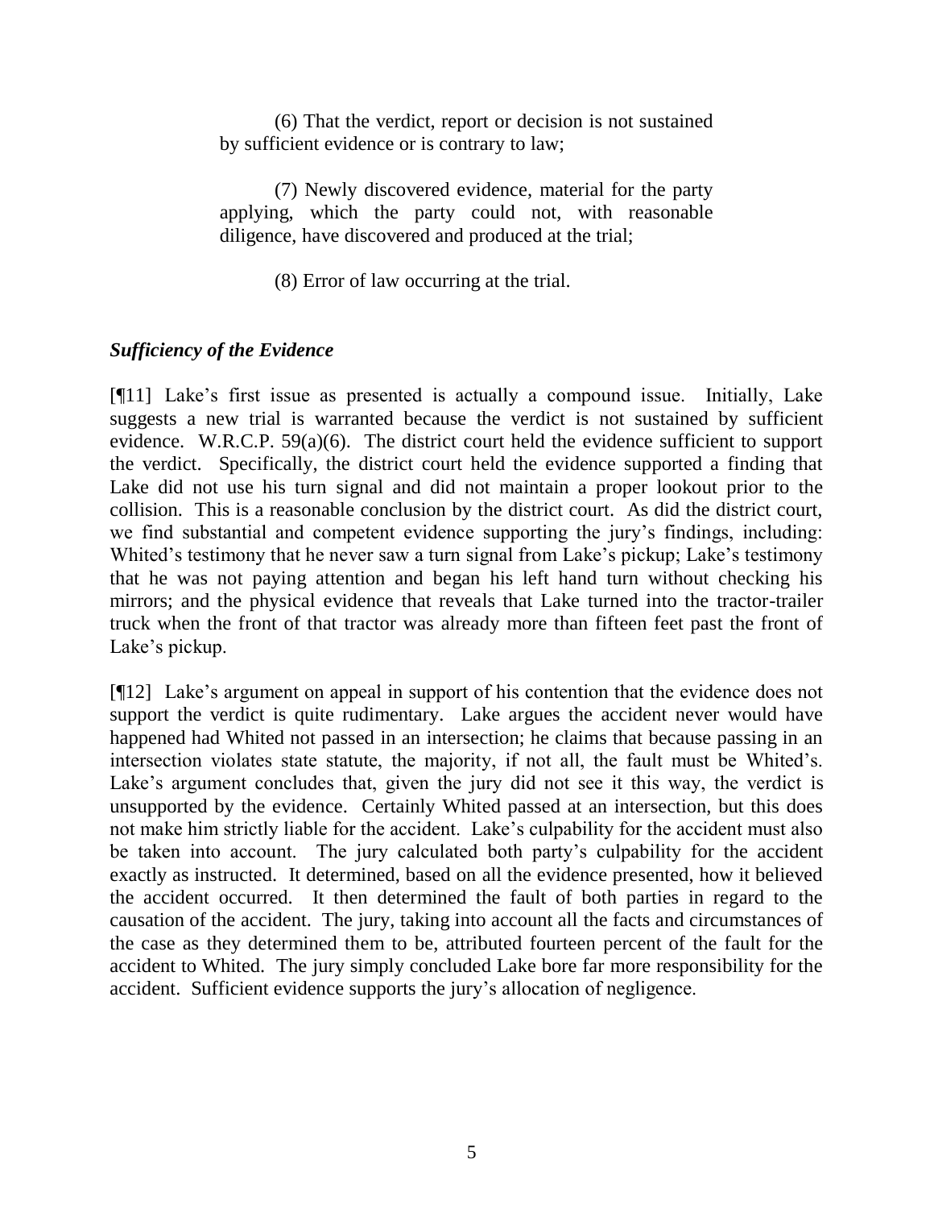(6) That the verdict, report or decision is not sustained by sufficient evidence or is contrary to law;

(7) Newly discovered evidence, material for the party applying, which the party could not, with reasonable diligence, have discovered and produced at the trial;

(8) Error of law occurring at the trial.

### *Sufficiency of the Evidence*

[¶11] Lake's first issue as presented is actually a compound issue. Initially, Lake suggests a new trial is warranted because the verdict is not sustained by sufficient evidence. W.R.C.P. 59(a)(6). The district court held the evidence sufficient to support the verdict. Specifically, the district court held the evidence supported a finding that Lake did not use his turn signal and did not maintain a proper lookout prior to the collision. This is a reasonable conclusion by the district court. As did the district court, we find substantial and competent evidence supporting the jury's findings, including: Whited's testimony that he never saw a turn signal from Lake's pickup; Lake's testimony that he was not paying attention and began his left hand turn without checking his mirrors; and the physical evidence that reveals that Lake turned into the tractor-trailer truck when the front of that tractor was already more than fifteen feet past the front of Lake's pickup.

[¶12] Lake's argument on appeal in support of his contention that the evidence does not support the verdict is quite rudimentary. Lake argues the accident never would have happened had Whited not passed in an intersection; he claims that because passing in an intersection violates state statute, the majority, if not all, the fault must be Whited's. Lake's argument concludes that, given the jury did not see it this way, the verdict is unsupported by the evidence. Certainly Whited passed at an intersection, but this does not make him strictly liable for the accident. Lake's culpability for the accident must also be taken into account. The jury calculated both party's culpability for the accident exactly as instructed. It determined, based on all the evidence presented, how it believed the accident occurred. It then determined the fault of both parties in regard to the causation of the accident. The jury, taking into account all the facts and circumstances of the case as they determined them to be, attributed fourteen percent of the fault for the accident to Whited. The jury simply concluded Lake bore far more responsibility for the accident. Sufficient evidence supports the jury's allocation of negligence.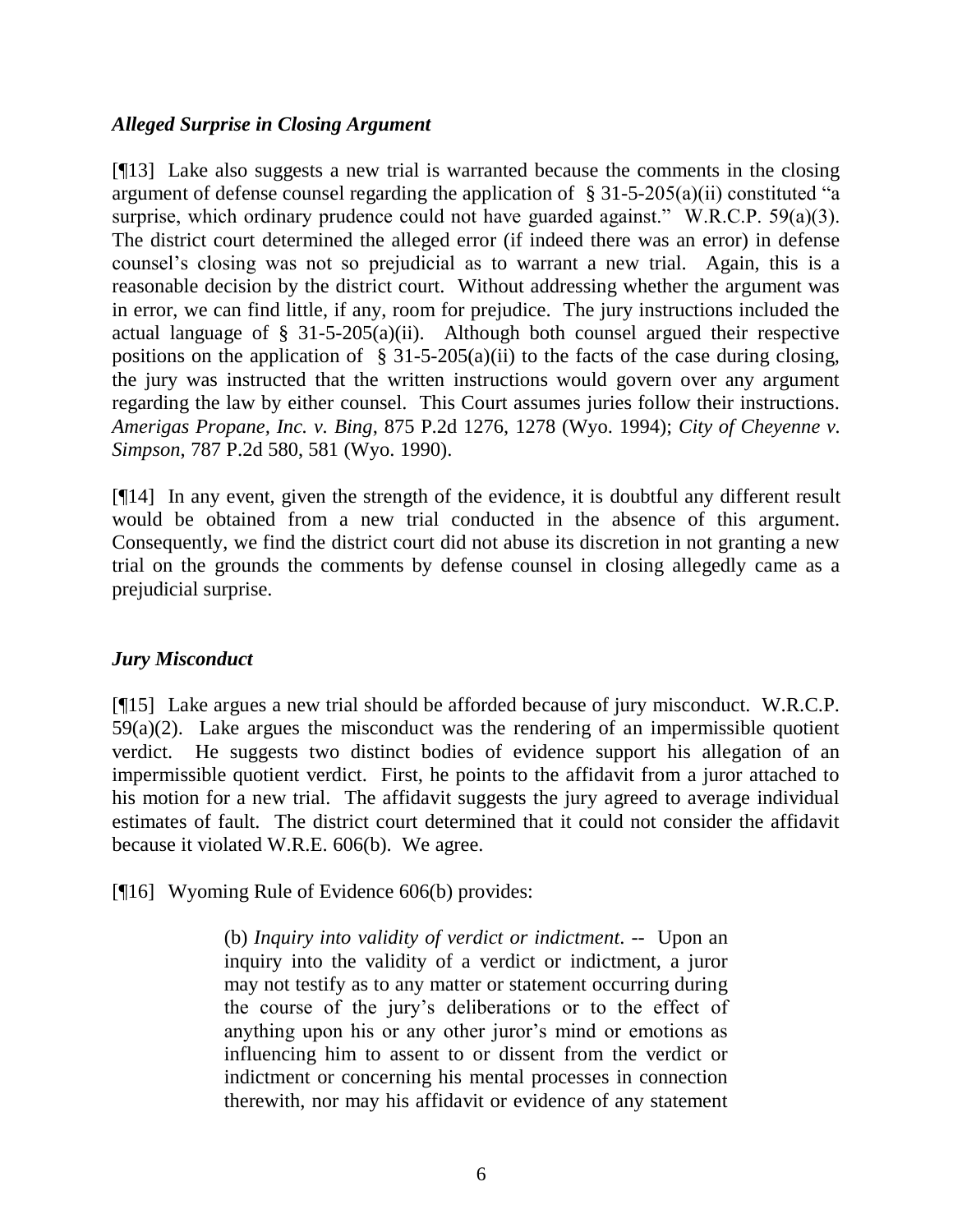### *Alleged Surprise in Closing Argument*

[¶13] Lake also suggests a new trial is warranted because the comments in the closing argument of defense counsel regarding the application of § 31-5-205(a)(ii) constituted "a surprise, which ordinary prudence could not have guarded against." W.R.C.P. 59(a)(3). The district court determined the alleged error (if indeed there was an error) in defense counsel's closing was not so prejudicial as to warrant a new trial. Again, this is a reasonable decision by the district court. Without addressing whether the argument was in error, we can find little, if any, room for prejudice. The jury instructions included the actual language of § 31-5-205(a)(ii). Although both counsel argued their respective positions on the application of § 31-5-205(a)(ii) to the facts of the case during closing, the jury was instructed that the written instructions would govern over any argument regarding the law by either counsel. This Court assumes juries follow their instructions. *Amerigas Propane, Inc. v. Bing*, 875 P.2d 1276, 1278 (Wyo. 1994); *City of Cheyenne v. Simpson*, 787 P.2d 580, 581 (Wyo. 1990).

[¶14] In any event, given the strength of the evidence, it is doubtful any different result would be obtained from a new trial conducted in the absence of this argument. Consequently, we find the district court did not abuse its discretion in not granting a new trial on the grounds the comments by defense counsel in closing allegedly came as a prejudicial surprise.

### *Jury Misconduct*

[¶15] Lake argues a new trial should be afforded because of jury misconduct. W.R.C.P. 59(a)(2). Lake argues the misconduct was the rendering of an impermissible quotient verdict. He suggests two distinct bodies of evidence support his allegation of an impermissible quotient verdict. First, he points to the affidavit from a juror attached to his motion for a new trial. The affidavit suggests the jury agreed to average individual estimates of fault. The district court determined that it could not consider the affidavit because it violated W.R.E. 606(b). We agree.

[¶16] Wyoming Rule of Evidence 606(b) provides:

> (b) *Inquiry into validity of verdict or indictment*. -- Upon an inquiry into the validity of a verdict or indictment, a juror may not testify as to any matter or statement occurring during the course of the jury's deliberations or to the effect of anything upon his or any other juror's mind or emotions as influencing him to assent to or dissent from the verdict or indictment or concerning his mental processes in connection therewith, nor may his affidavit or evidence of any statement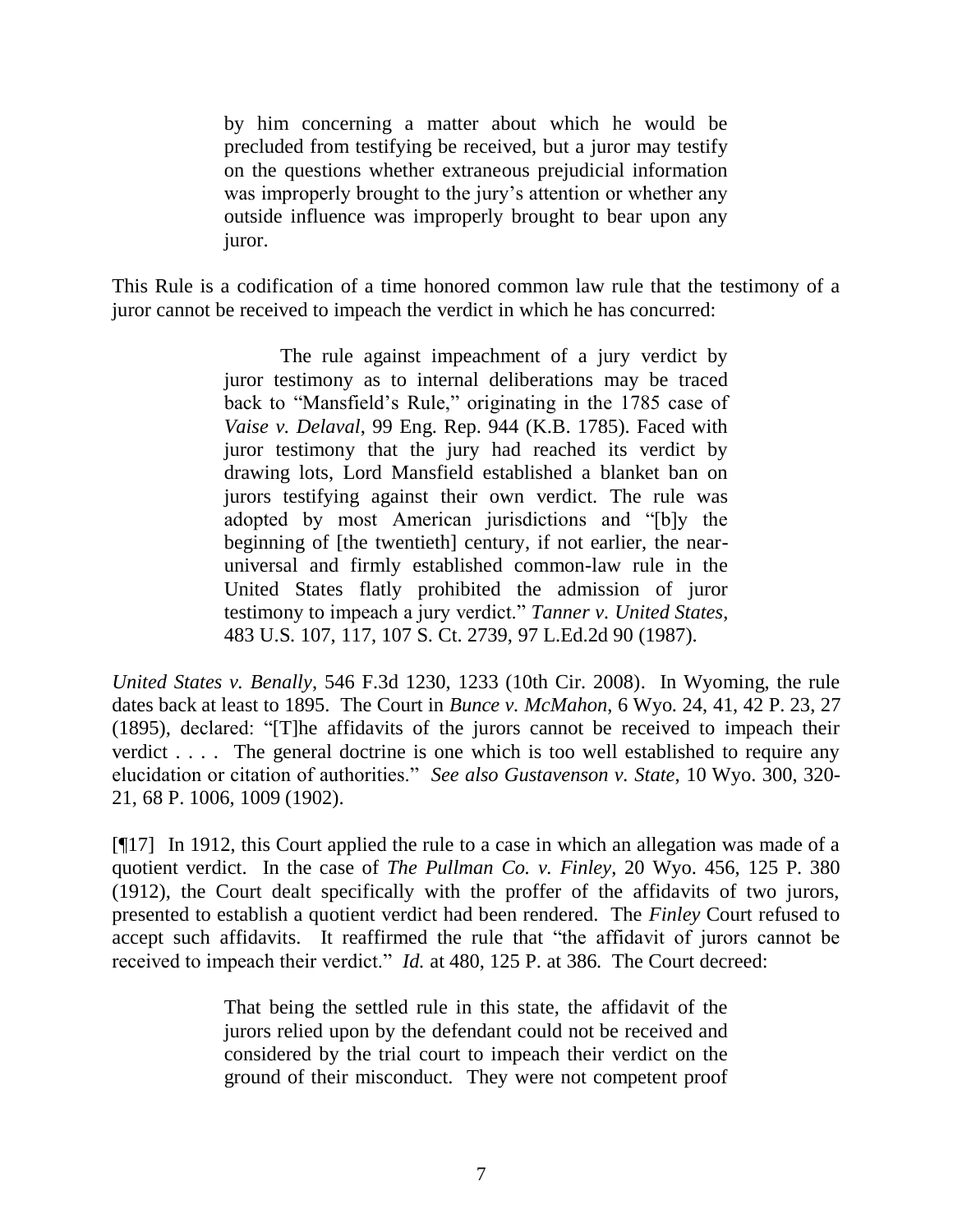> by him concerning a matter about which he would be precluded from testifying be received, but a juror may testify on the questions whether extraneous prejudicial information was improperly brought to the jury's attention or whether any outside influence was improperly brought to bear upon any juror.

This Rule is a codification of a time honored common law rule that the testimony of a juror cannot be received to impeach the verdict in which he has concurred:

> The rule against impeachment of a jury verdict by juror testimony as to internal deliberations may be traced back to "Mansfield's Rule," originating in the 1785 case of *Vaise v. Delaval*, 99 Eng. Rep. 944 (K.B. 1785). Faced with juror testimony that the jury had reached its verdict by drawing lots, Lord Mansfield established a blanket ban on jurors testifying against their own verdict. The rule was adopted by most American jurisdictions and "[b]y the beginning of [the twentieth] century, if not earlier, the near-universal and firmly established common-law rule in the United States flatly prohibited the admission of juror testimony to impeach a jury verdict." *Tanner v. United States*, 483 U.S. 107, 117, 107 S. Ct. 2739, 97 L.Ed.2d 90 (1987).

*United States v. Benally*, 546 F.3d 1230, 1233 (10th Cir. 2008). In Wyoming, the rule dates back at least to 1895. The Court in *Bunce v. McMahon*, 6 Wyo. 24, 41, 42 P. 23, 27 (1895), declared: "[T]he affidavits of the jurors cannot be received to impeach their verdict . . . . The general doctrine is one which is too well established to require any elucidation or citation of authorities." *See also Gustavenson v. State*, 10 Wyo. 300, 320-21, 68 P. 1006, 1009 (1902).

[¶17] In 1912, this Court applied the rule to a case in which an allegation was made of a quotient verdict. In the case of *The Pullman Co. v. Finley*, 20 Wyo. 456, 125 P. 380 (1912), the Court dealt specifically with the proffer of the affidavits of two jurors, presented to establish a quotient verdict had been rendered. The *Finley* Court refused to accept such affidavits. It reaffirmed the rule that "the affidavit of jurors cannot be received to impeach their verdict." *Id.* at 480, 125 P. at 386. The Court decreed:

> That being the settled rule in this state, the affidavit of the jurors relied upon by the defendant could not be received and considered by the trial court to impeach their verdict on the ground of their misconduct. They were not competent proof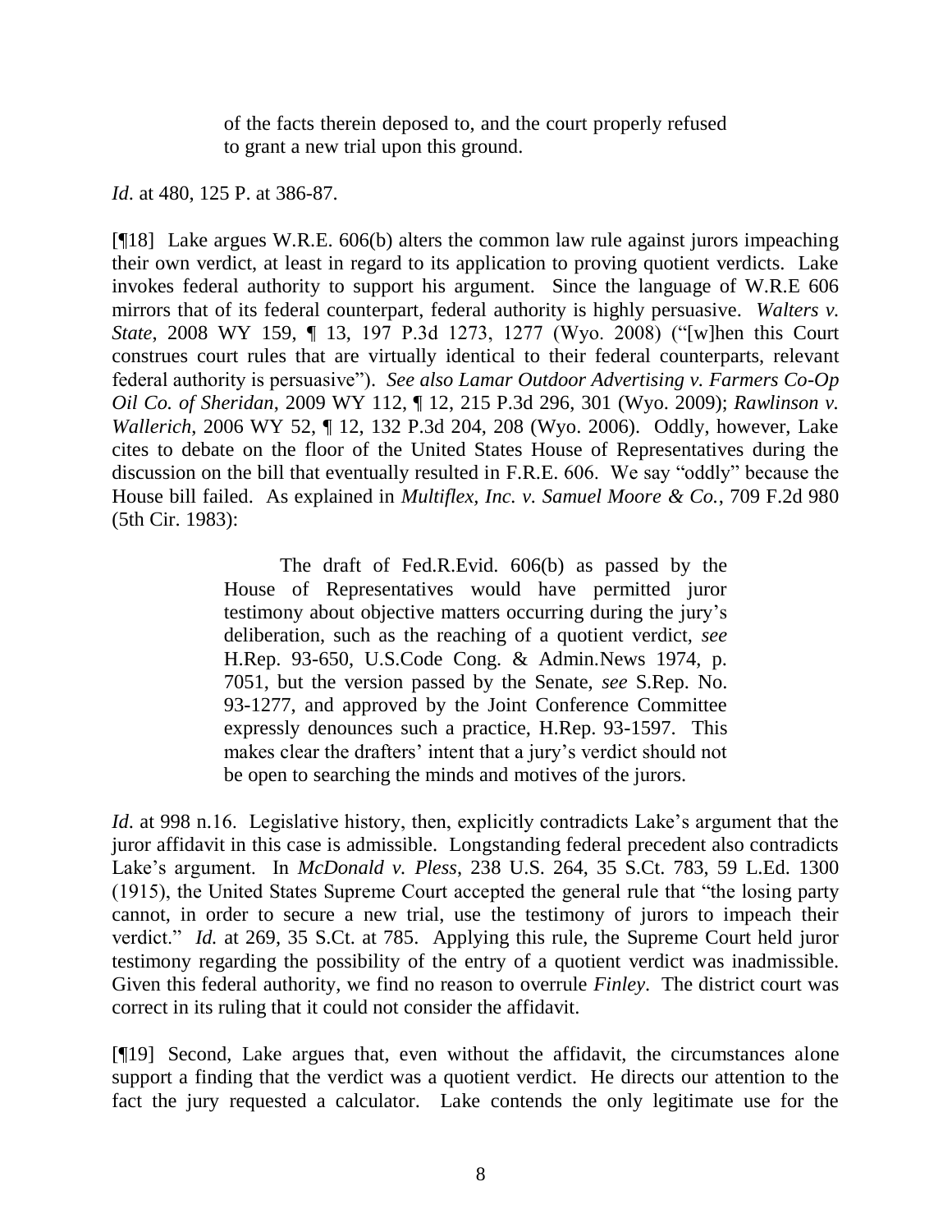> of the facts therein deposed to, and the court properly refused to grant a new trial upon this ground.

*Id*. at 480, 125 P. at 386-87.

[¶18] Lake argues W.R.E. 606(b) alters the common law rule against jurors impeaching their own verdict, at least in regard to its application to proving quotient verdicts. Lake invokes federal authority to support his argument. Since the language of W.R.E 606 mirrors that of its federal counterpart, federal authority is highly persuasive. *Walters v. State*, 2008 WY 159, ¶ 13, 197 P.3d 1273, 1277 (Wyo. 2008) ("[w]hen this Court construes court rules that are virtually identical to their federal counterparts, relevant federal authority is persuasive"). *See also Lamar Outdoor Advertising v. Farmers Co-Op Oil Co. of Sheridan*, 2009 WY 112, ¶ 12, 215 P.3d 296, 301 (Wyo. 2009); *Rawlinson v. Wallerich*, 2006 WY 52, ¶ 12, 132 P.3d 204, 208 (Wyo. 2006). Oddly, however, Lake cites to debate on the floor of the United States House of Representatives during the discussion on the bill that eventually resulted in F.R.E. 606. We say "oddly" because the House bill failed. As explained in *Multiflex, Inc. v. Samuel Moore & Co.*, 709 F.2d 980 (5th Cir. 1983):

> The draft of Fed.R.Evid. 606(b) as passed by the House of Representatives would have permitted juror testimony about objective matters occurring during the jury's deliberation, such as the reaching of a quotient verdict, *see* H.Rep. 93-650, U.S.Code Cong. & Admin.News 1974, p. 7051, but the version passed by the Senate, *see* S.Rep. No. 93-1277, and approved by the Joint Conference Committee expressly denounces such a practice, H.Rep. 93-1597. This makes clear the drafters' intent that a jury's verdict should not be open to searching the minds and motives of the jurors.

*Id*. at 998 n.16. Legislative history, then, explicitly contradicts Lake's argument that the juror affidavit in this case is admissible. Longstanding federal precedent also contradicts Lake's argument. In *McDonald v. Pless*, 238 U.S. 264, 35 S.Ct. 783, 59 L.Ed. 1300 (1915), the United States Supreme Court accepted the general rule that "the losing party cannot, in order to secure a new trial, use the testimony of jurors to impeach their verdict." *Id.* at 269, 35 S.Ct. at 785. Applying this rule, the Supreme Court held juror testimony regarding the possibility of the entry of a quotient verdict was inadmissible. Given this federal authority, we find no reason to overrule *Finley*. The district court was correct in its ruling that it could not consider the affidavit.

[¶19] Second, Lake argues that, even without the affidavit, the circumstances alone support a finding that the verdict was a quotient verdict. He directs our attention to the fact the jury requested a calculator. Lake contends the only legitimate use for the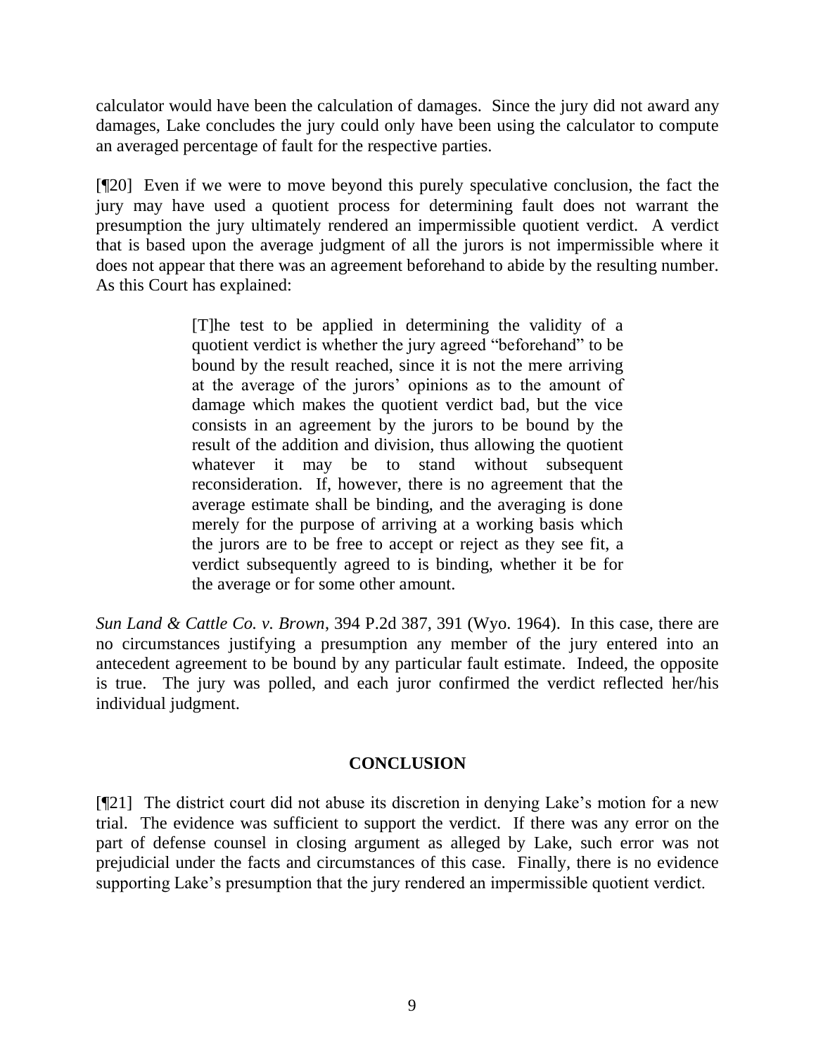calculator would have been the calculation of damages. Since the jury did not award any damages, Lake concludes the jury could only have been using the calculator to compute an averaged percentage of fault for the respective parties.

[¶20] Even if we were to move beyond this purely speculative conclusion, the fact the jury may have used a quotient process for determining fault does not warrant the presumption the jury ultimately rendered an impermissible quotient verdict. A verdict that is based upon the average judgment of all the jurors is not impermissible where it does not appear that there was an agreement beforehand to abide by the resulting number. As this Court has explained:

> [T]he test to be applied in determining the validity of a quotient verdict is whether the jury agreed "beforehand" to be bound by the result reached, since it is not the mere arriving at the average of the jurors' opinions as to the amount of damage which makes the quotient verdict bad, but the vice consists in an agreement by the jurors to be bound by the result of the addition and division, thus allowing the quotient whatever it may be to stand without subsequent reconsideration. If, however, there is no agreement that the average estimate shall be binding, and the averaging is done merely for the purpose of arriving at a working basis which the jurors are to be free to accept or reject as they see fit, a verdict subsequently agreed to is binding, whether it be for the average or for some other amount.

*Sun Land & Cattle Co. v. Brown*, 394 P.2d 387, 391 (Wyo. 1964). In this case, there are no circumstances justifying a presumption any member of the jury entered into an antecedent agreement to be bound by any particular fault estimate. Indeed, the opposite is true. The jury was polled, and each juror confirmed the verdict reflected her/his individual judgment.

## CONCLUSION

[¶21] The district court did not abuse its discretion in denying Lake's motion for a new trial. The evidence was sufficient to support the verdict. If there was any error on the part of defense counsel in closing argument as alleged by Lake, such error was not prejudicial under the facts and circumstances of this case. Finally, there is no evidence supporting Lake's presumption that the jury rendered an impermissible quotient verdict.